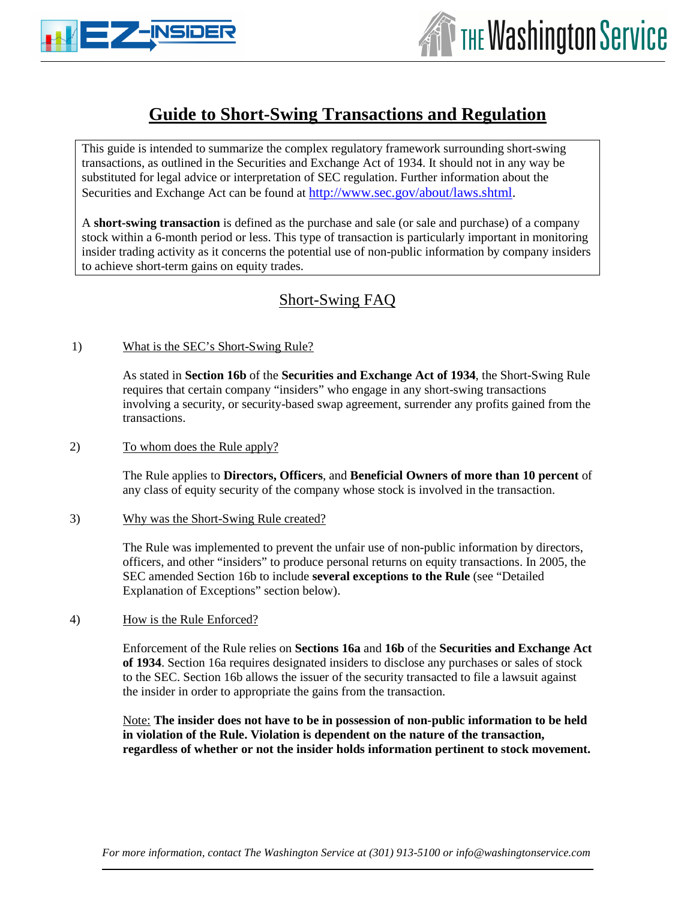# Guide to Short-Swing Transactions and Regulation

This guide is intended to summarize the complex regulatory framework surrounding short-swing transactions, as outlined in the Securities and Exchange Act of 1934. It should not in any way be substituted for legal advice or interpretation of SEC regulation. Further information about the Securities and Exchange Act can be found at http://www.sec.gov/about/laws.shtml.

A **short-swing transaction** is defined as the purchase and sale (or sale and purchase) of a company stock within a 6-month period or less. This type of transaction is particularly important in monitoring insider trading activity as it concerns the potential use of non-public information by company insiders to achieve short-term gains on equity trades.

## Short-Swing FAQ

1) What is the SEC's Short-Swing Rule?

   As stated in **Section 16b** of the **Securities and Exchange Act of 1934**, the Short-Swing Rule requires that certain company "insiders" who engage in any short-swing transactions involving a security, or security-based swap agreement, surrender any profits gained from the transactions.

2) To whom does the Rule apply?

   The Rule applies to **Directors, Officers**, and **Beneficial Owners of more than 10 percent** of any class of equity security of the company whose stock is involved in the transaction.

3) Why was the Short-Swing Rule created?

   The Rule was implemented to prevent the unfair use of non-public information by directors, officers, and other "insiders" to produce personal returns on equity transactions. In 2005, the SEC amended Section 16b to include **several exceptions to the Rule** (see "Detailed Explanation of Exceptions" section below).

4) How is the Rule Enforced?

   Enforcement of the Rule relies on **Sections 16a** and **16b** of the **Securities and Exchange Act of 1934**. Section 16a requires designated insiders to disclose any purchases or sales of stock to the SEC. Section 16b allows the issuer of the security transacted to file a lawsuit against the insider in order to appropriate the gains from the transaction.

   Note: **The insider does not have to be in possession of non-public information to be held in violation of the Rule. Violation is dependent on the nature of the transaction, regardless of whether or not the insider holds information pertinent to stock movement.**

*For more information, contact The Washington Service at (301) 913-5100 or info@washingtonservice.com*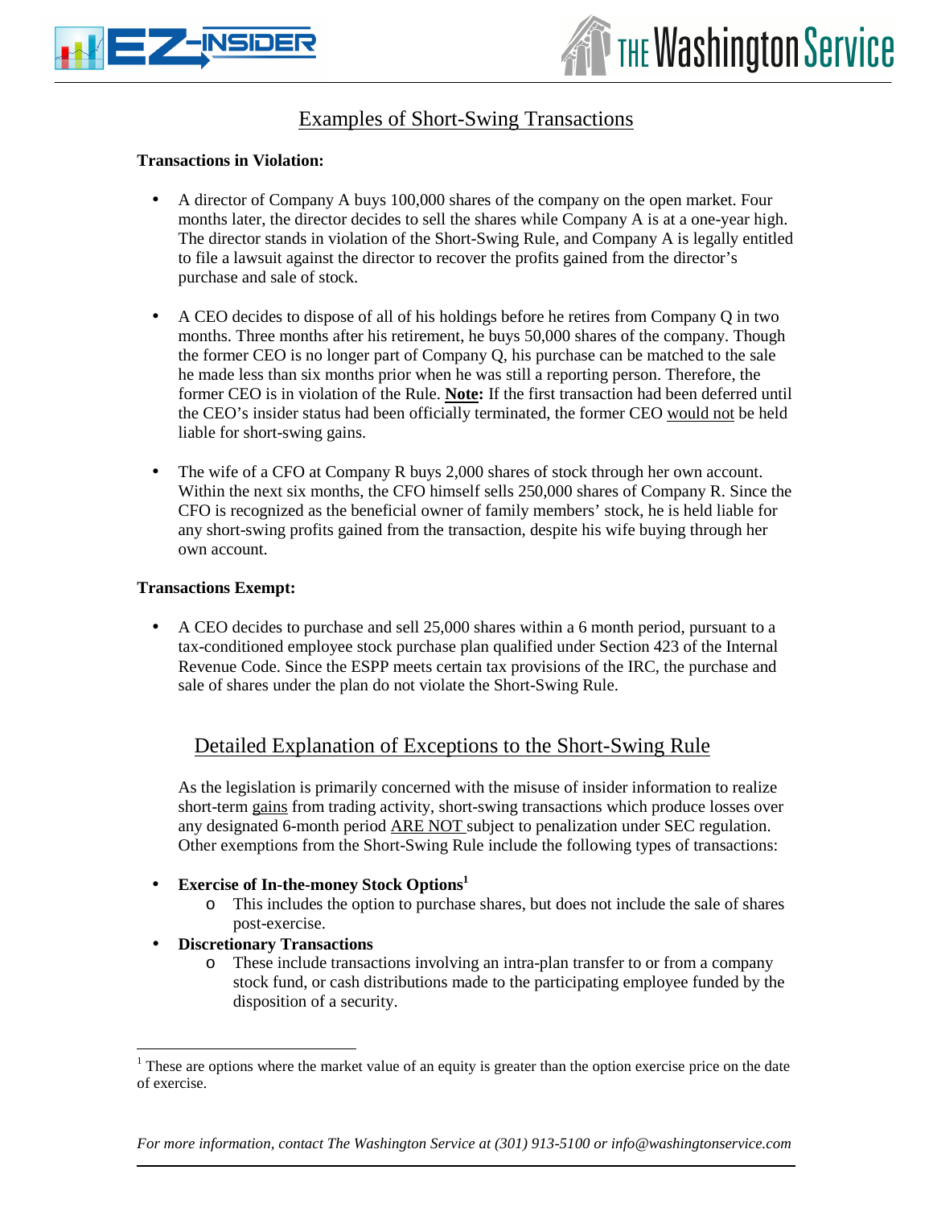## Examples of Short-Swing Transactions

**Transactions in Violation:**

- A director of Company A buys 100,000 shares of the company on the open market. Four months later, the director decides to sell the shares while Company A is at a one-year high. The director stands in violation of the Short-Swing Rule, and Company A is legally entitled to file a lawsuit against the director to recover the profits gained from the director's purchase and sale of stock.

- A CEO decides to dispose of all of his holdings before he retires from Company Q in two months. Three months after his retirement, he buys 50,000 shares of the company. Though the former CEO is no longer part of Company Q, his purchase can be matched to the sale he made less than six months prior when he was still a reporting person. Therefore, the former CEO is in violation of the Rule. **Note:** If the first transaction had been deferred until the CEO's insider status had been officially terminated, the former CEO would not be held liable for short-swing gains.

- The wife of a CFO at Company R buys 2,000 shares of stock through her own account. Within the next six months, the CFO himself sells 250,000 shares of Company R. Since the CFO is recognized as the beneficial owner of family members' stock, he is held liable for any short-swing profits gained from the transaction, despite his wife buying through her own account.

**Transactions Exempt:**

- A CEO decides to purchase and sell 25,000 shares within a 6 month period, pursuant to a tax-conditioned employee stock purchase plan qualified under Section 423 of the Internal Revenue Code. Since the ESPP meets certain tax provisions of the IRC, the purchase and sale of shares under the plan do not violate the Short-Swing Rule.

## Detailed Explanation of Exceptions to the Short-Swing Rule

As the legislation is primarily concerned with the misuse of insider information to realize short-term gains from trading activity, short-swing transactions which produce losses over any designated 6-month period ARE NOT subject to penalization under SEC regulation. Other exemptions from the Short-Swing Rule include the following types of transactions:

- **Exercise of In-the-money Stock Options**[1]
  - This includes the option to purchase shares, but does not include the sale of shares post-exercise.
- **Discretionary Transactions**
  - These include transactions involving an intra-plan transfer to or from a company stock fund, or cash distributions made to the participating employee funded by the disposition of a security.

[1] These are options where the market value of an equity is greater than the option exercise price on the date of exercise.

*For more information, contact The Washington Service at (301) 913-5100 or info@washingtonservice.com*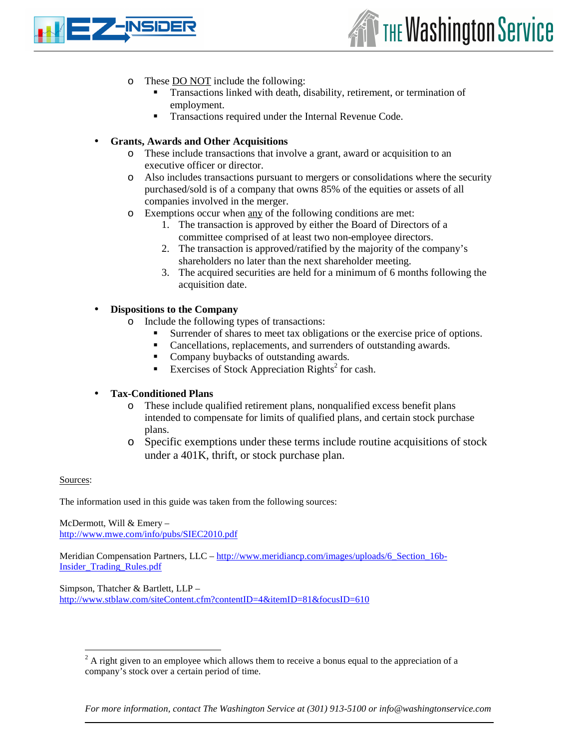- These DO NOT include the following:
  - Transactions linked with death, disability, retirement, or termination of employment.
  - Transactions required under the Internal Revenue Code.

- **Grants, Awards and Other Acquisitions**
  - These include transactions that involve a grant, award or acquisition to an executive officer or director.
  - Also includes transactions pursuant to mergers or consolidations where the security purchased/sold is of a company that owns 85% of the equities or assets of all companies involved in the merger.
  - Exemptions occur when any of the following conditions are met:
    1. The transaction is approved by either the Board of Directors of a committee comprised of at least two non-employee directors.
    2. The transaction is approved/ratified by the majority of the company's shareholders no later than the next shareholder meeting.
    3. The acquired securities are held for a minimum of 6 months following the acquisition date.

- **Dispositions to the Company**
  - Include the following types of transactions:
    - Surrender of shares to meet tax obligations or the exercise price of options.
    - Cancellations, replacements, and surrenders of outstanding awards.
    - Company buybacks of outstanding awards.
    - Exercises of Stock Appreciation Rights[2] for cash.

- **Tax-Conditioned Plans**
  - These include qualified retirement plans, nonqualified excess benefit plans intended to compensate for limits of qualified plans, and certain stock purchase plans.
  - Specific exemptions under these terms include routine acquisitions of stock under a 401K, thrift, or stock purchase plan.

Sources:

The information used in this guide was taken from the following sources:

McDermott, Will & Emery –
http://www.mwe.com/info/pubs/SIEC2010.pdf

Meridian Compensation Partners, LLC – http://www.meridiancp.com/images/uploads/6_Section_16b-Insider_Trading_Rules.pdf

Simpson, Thatcher & Bartlett, LLP –
http://www.stblaw.com/siteContent.cfm?contentID=4&itemID=81&focusID=610

[2] A right given to an employee which allows them to receive a bonus equal to the appreciation of a company's stock over a certain period of time.

*For more information, contact The Washington Service at (301) 913-5100 or info@washingtonservice.com*